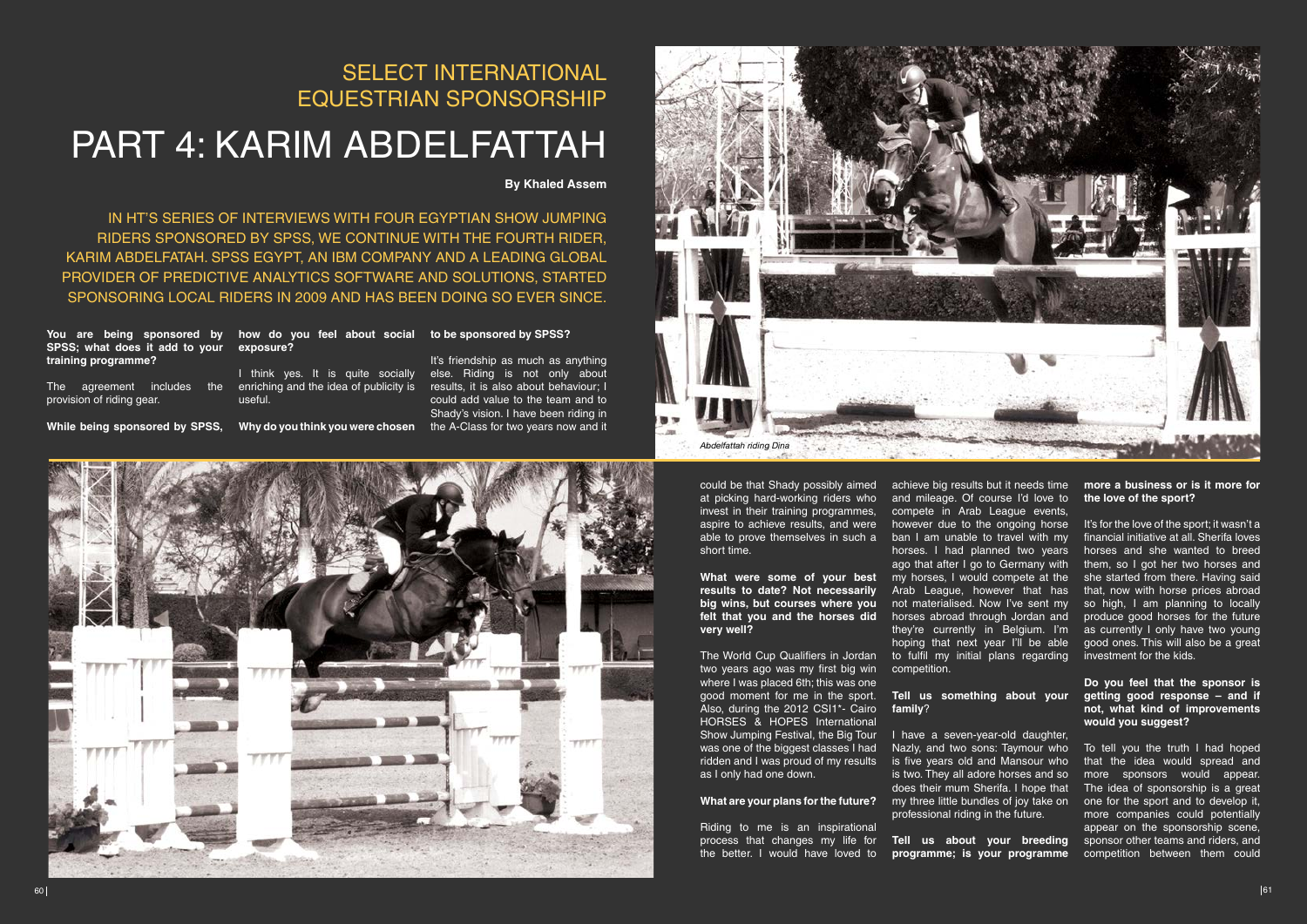# SELECT INTERNATIONAL EQUESTRIAN SPONSORSHIP

# PART 4: KARIM ABDELFATTAH

**By Khaled Assem**

IN HT'S SERIES OF INTERVIEWS WITH FOUR EGYPTIAN SHOW JUMPING RIDERS SPONSORED BY SPSS, WE CONTINUE WITH THE FOURTH RIDER, KARIM ABDELFATAH. SPSS EGYPT, AN IBM COMPANY AND A LEADING GLOBAL PROVIDER OF PREDICTIVE ANALYTICS SOFTWARE AND SOLUTIONS, STARTED SPONSORING LOCAL RIDERS IN 2009 AND HAS BEEN DOING SO EVER SINCE.

**You are being sponsored by SPSS; what does it add to your training programme?**

The agreement includes the provision of riding gear.

**While being sponsored by SPSS, how do you feel about social exposure?**

I think yes. It is quite socially enriching and the idea of publicity is useful.

**Why do you think you were chosen to be sponsored by SPSS?**

It's friendship as much as anything else. Riding is not only about results, it is also about behaviour; I could add value to the team and to Shady's vision. I have been riding in the A-Class for two years now and it could be that Shady possibly aimed at picking hard-working riders who invest in their training programmes, aspire to achieve results, and were able to prove themselves in such a short time.

*Abdelfattah riding Dina*

**What were some of your best results to date? Not necessarily big wins, but courses where you felt that you and the horses did very well?**

The World Cup Qualifiers in Jordan two years ago was my first big win where I was placed 6th; this was one good moment for me in the sport. Also, during the 2012 CSI1*- Cairo HORSES & HOPES International Show Jumping Festival, the Big Tour was one of the biggest classes I had ridden and I was proud of my results as I only had one down.

**What are your plans for the future?**

Riding to me is an inspirational process that changes my life for the better. I would have loved to achieve big results but it needs time and mileage. Of course I'd love to compete in Arab League events, however due to the ongoing horse ban I am unable to travel with my horses. I had planned two years ago that after I go to Germany with my horses, I would compete at the Arab League, however that has not materialised. Now I've sent my horses abroad through Jordan and they're currently in Belgium. I'm hoping that next year I'll be able to fulfil my initial plans regarding competition.

**Tell us something about your family?**

I have a seven-year-old daughter, Nazly, and two sons: Taymour who is five years old and Mansour who is two. They all adore horses and so does their mum Sherifa. I hope that my three little bundles of joy take on professional riding in the future.

**Tell us about your breeding programme; is your programme more a business or is it more for the love of the sport?**

It's for the love of the sport; it wasn't a financial initiative at all. Sherifa loves horses and she wanted to breed them, so I got her two horses and she started from there. Having said that, now with horse prices abroad so high, I am planning to locally produce good horses for the future as currently I only have two young good ones. This will also be a great investment for the kids.

**Do you feel that the sponsor is getting good response – and if not, what kind of improvements would you suggest?**

To tell you the truth I had hoped that the idea would spread and more sponsors would appear. The idea of sponsorship is a great one for the sport and to develop it, more companies could potentially appear on the sponsorship scene, sponsor other teams and riders, and competition between them could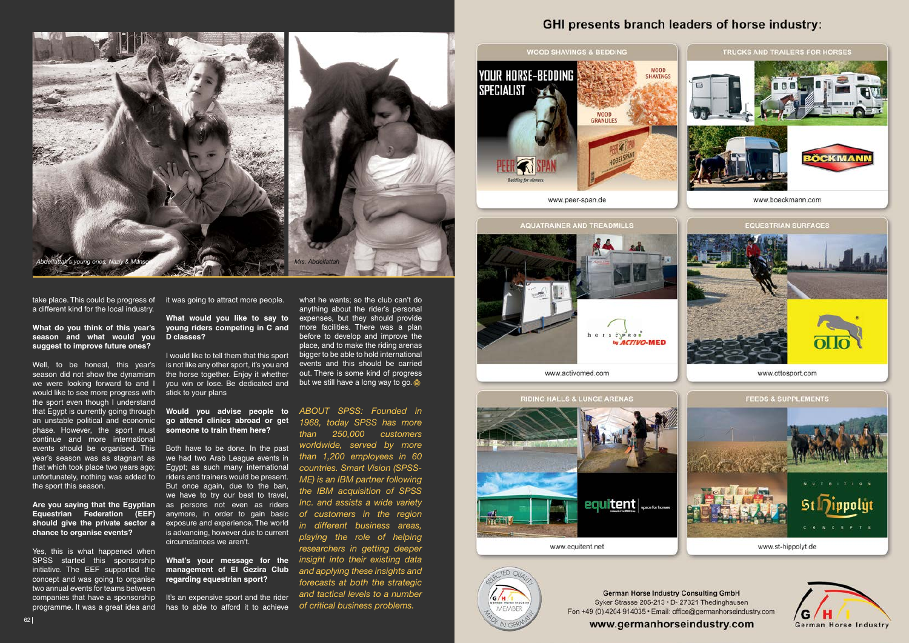*Abdelfattah's young ones, Nazly & Manso*

*Mrs. Abdelfattah*

take place. This could be progress of a different kind for the local industry.

**What do you think of this year's season and what would you suggest to improve future ones?**

Well, to be honest, this year's season did not show the dynamism we were looking forward to and I would like to see more progress with the sport even though I understand that Egypt is currently going through an unstable political and economic phase. However, the sport must continue and more international events should be organised. This year's season was as stagnant as that which took place two years ago; unfortunately, nothing was added to the sport this season.

**Are you saying that the Egyptian Equestrian Federation (EEF) should give the private sector a chance to organise events?**

Yes, this is what happened when SPSS started this sponsorship initiative. The EEF supported the concept and was going to organise two annual events for teams between companies that have a sponsorship programme. It was a great idea and it was going to attract more people.

**What would you like to say to young riders competing in C and D classes?**

I would like to tell them that this sport is not like any other sport, it's you and the horse together. Enjoy it whether you win or lose. Be dedicated and stick to your plans

**Would you advise people to go attend clinics abroad or get someone to train them here?**

Both have to be done. In the past we had two Arab League events in Egypt; as such many international riders and trainers would be present. But once again, due to the ban, we have to try our best to travel, anymore, in order to gain basic as persons not even as riders exposure and experience. The world is advancing, however due to current circumstances we aren't.

**What's your message for the management of El Gezira Club regarding equestrian sport?**

It's an expensive sport and the rider has to able to afford it to achieve what he wants; so the club can't do anything about the rider's personal expenses, but they should provide more facilities. There was a plan before to develop and improve the place, and to make the riding arenas bigger to be able to hold international events and this should be carried out. There is some kind of progress but we still have a long way to go.

*ABOUT SPSS: Founded in 1968, today SPSS has more than 250,000 customers worldwide, served by more than 1,200 employees in 60 countries. Smart Vision (SPSS-ME) is an IBM partner following the IBM acquisition of SPSS Inc. and assists a wide variety of customers in the region in different business areas, playing the role of helping researchers in getting deeper insight into their existing data and applying these insights and forecasts at both the strategic and tactical levels to a number of critical business problems.*

## GHI presents branch leaders of horse industry:

**WOOD SHAVINGS & BEDDING**

YOUR HORSE-BEDDING SPECIALIST

WOOD SHAVINGS

WOOD GRANULES

PEER SPAN

Bedding for winners.

www.peer-span.de

**TRUCKS AND TRAILERS FOR HORSES**

BÖCKMANN

www.boeckmann.com

**AQUATRAINER AND TREADMILLS**

horsepro by ACTIVO-MED

www.activomed.com

**EQUESTRIAN SURFACES**

otto

www.ottosport.com

**RIDING HALLS & LUNGE ARENAS**

equitent space for horses

www.equitent.net

**FEEDS & SUPPLEMENTS**

NUTRITION

St Hippolyt

CONCEPTS

www.st-hippolyt.de

SELECTED QUALITY

GHI German Horse Industry MEMBER

MADE IN GERMANY

German Horse Industry Consulting GmbH

Syker Strasse 205-213 • D- 27321 Thedinghausen

Fon +49 (0) 4204 914035 • Email: office@germanhorseindustry.com

**www.germanhorseindustry.com**

GHI German Horse Industry